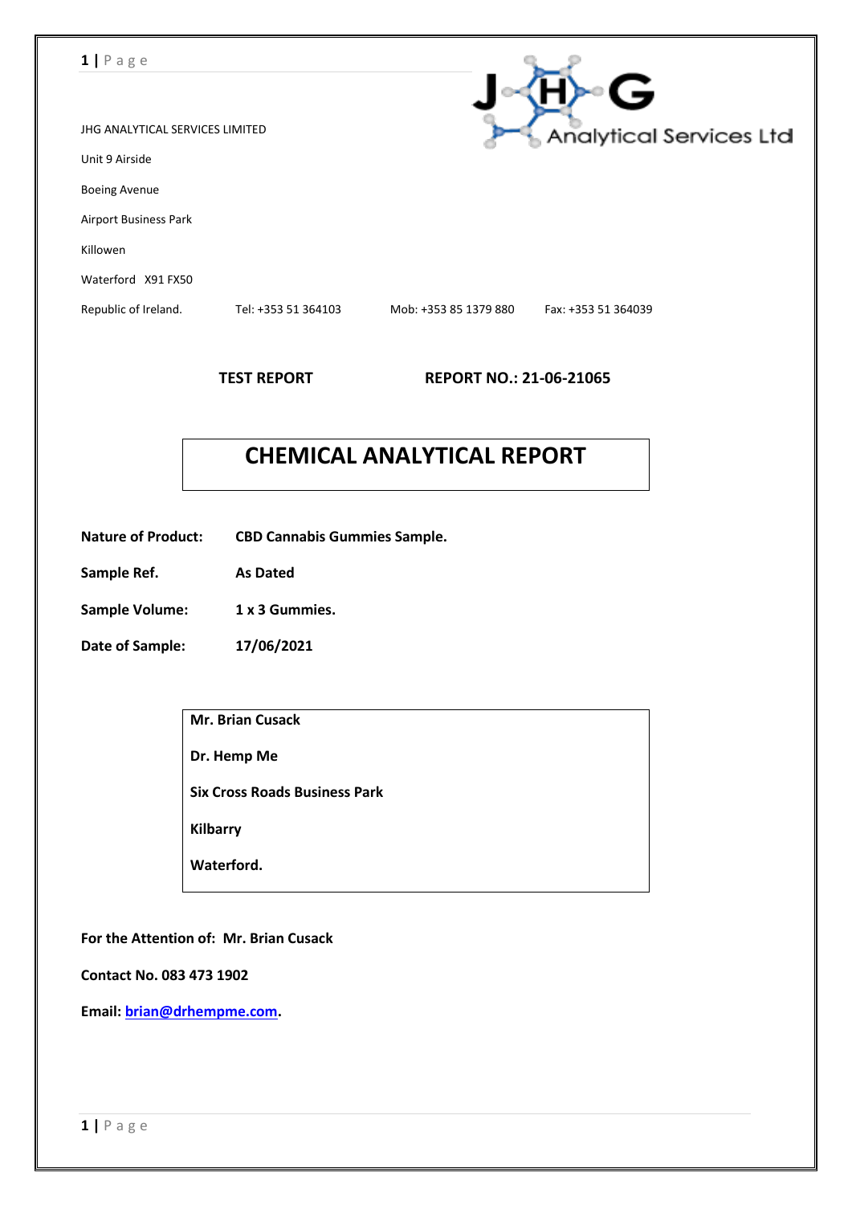JHG ANALYTICAL SERVICES LIMITED

Unit 9 Airside

Boeing Avenue

Airport Business Park

Killowen

Waterford X91 FX50

Republic of Ireland. Tel: +353 51 364103 Mob: +353 85 1379 880 Fax: +353 51 364039

**TEST REPORT** **REPORT NO.: 21-06-21065**

# CHEMICAL ANALYTICAL REPORT

**Nature of Product:** **CBD Cannabis Gummies Sample.**

**Sample Ref.** **As Dated**

**Sample Volume:** **1 x 3 Gummies.**

**Date of Sample:** **17/06/2021**

**Mr. Brian Cusack**

**Dr. Hemp Me**

**Six Cross Roads Business Park**

**Kilbarry**

**Waterford.**

**For the Attention of: Mr. Brian Cusack**

**Contact No. 083 473 1902**

**Email: brian@drhempme.com.**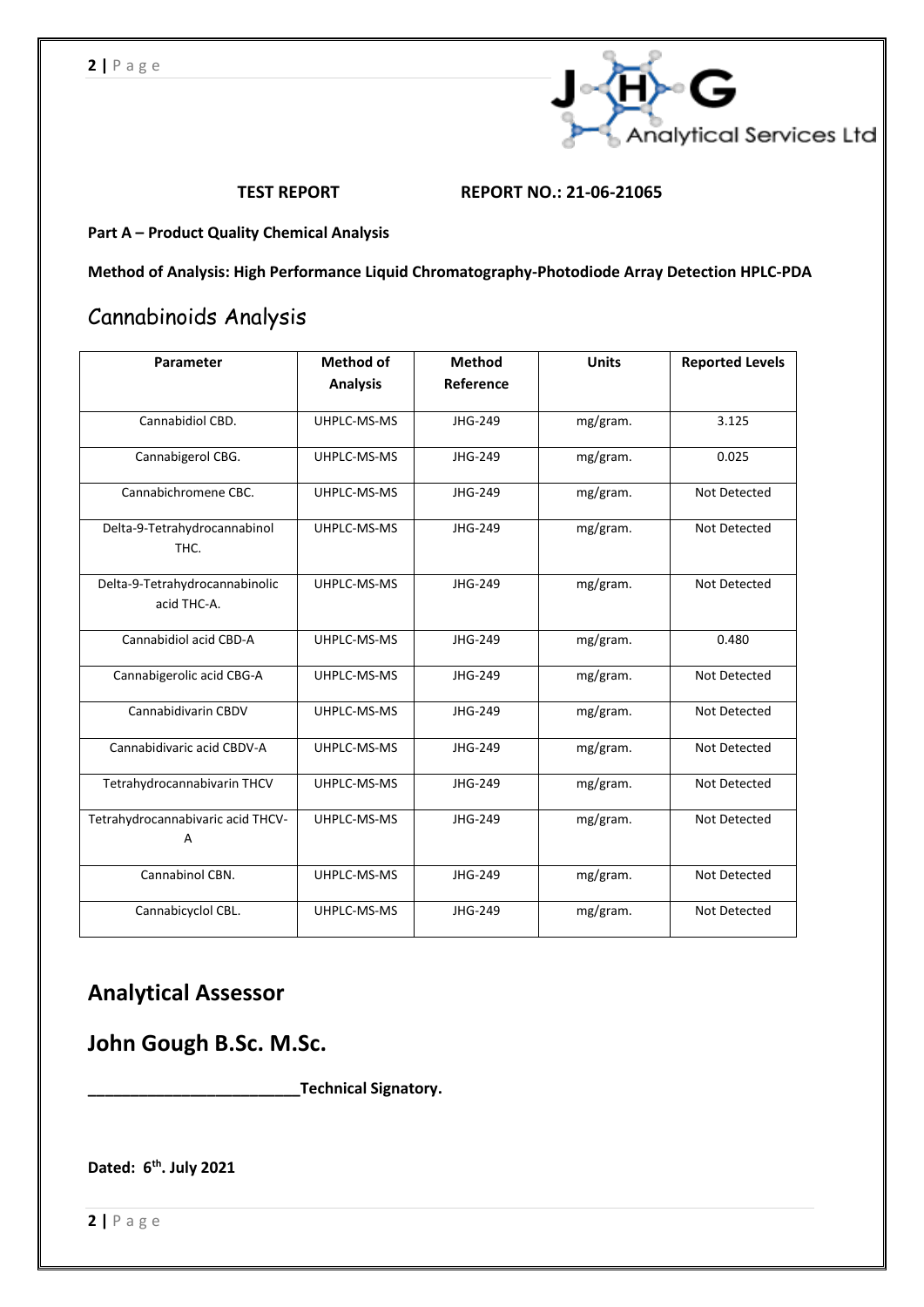**TEST REPORT** **REPORT NO.: 21-06-21065**

**Part A – Product Quality Chemical Analysis**

**Method of Analysis: High Performance Liquid Chromatography-Photodiode Array Detection HPLC-PDA**

## Cannabinoids Analysis

| Parameter | Method of Analysis | Method Reference | Units | Reported Levels |
|---|---|---|---|---|
| Cannabidiol CBD. | UHPLC-MS-MS | JHG-249 | mg/gram. | 3.125 |
| Cannabigerol CBG. | UHPLC-MS-MS | JHG-249 | mg/gram. | 0.025 |
| Cannabichromene CBC. | UHPLC-MS-MS | JHG-249 | mg/gram. | Not Detected |
| Delta-9-Tetrahydrocannabinol THC. | UHPLC-MS-MS | JHG-249 | mg/gram. | Not Detected |
| Delta-9-Tetrahydrocannabinolic acid THC-A. | UHPLC-MS-MS | JHG-249 | mg/gram. | Not Detected |
| Cannabidiol acid CBD-A | UHPLC-MS-MS | JHG-249 | mg/gram. | 0.480 |
| Cannabigerolic acid CBG-A | UHPLC-MS-MS | JHG-249 | mg/gram. | Not Detected |
| Cannabidivarin CBDV | UHPLC-MS-MS | JHG-249 | mg/gram. | Not Detected |
| Cannabidivaric acid CBDV-A | UHPLC-MS-MS | JHG-249 | mg/gram. | Not Detected |
| Tetrahydrocannabivarin THCV | UHPLC-MS-MS | JHG-249 | mg/gram. | Not Detected |
| Tetrahydrocannabivaric acid THCV-A | UHPLC-MS-MS | JHG-249 | mg/gram. | Not Detected |
| Cannabinol CBN. | UHPLC-MS-MS | JHG-249 | mg/gram. | Not Detected |
| Cannabicyclol CBL. | UHPLC-MS-MS | JHG-249 | mg/gram. | Not Detected |

## Analytical Assessor

## John Gough B.Sc. M.Sc.

**________________________Technical Signatory.**

**Dated: 6th. July 2021**